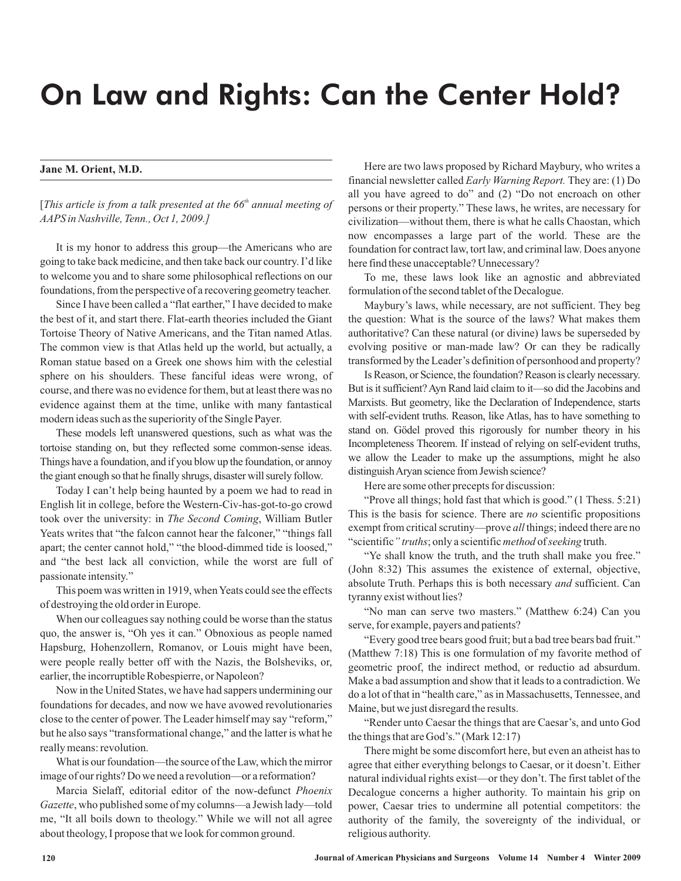# On Law and Rights: Can the Center Hold?

**Jane M. Orient, M.D.**

[*This article is from a talk presented at the 66th annual meeting of AAPS in Nashville, Tenn., Oct 1, 2009.]*

It is my honor to address this group—the Americans who are going to take back medicine, and then take back our country. I'd like to welcome you and to share some philosophical reflections on our foundations, from the perspective of a recovering geometry teacher.

Since I have been called a "flat earther," I have decided to make the best of it, and start there. Flat-earth theories included the Giant Tortoise Theory of Native Americans, and the Titan named Atlas. The common view is that Atlas held up the world, but actually, a Roman statue based on a Greek one shows him with the celestial sphere on his shoulders. These fanciful ideas were wrong, of course, and there was no evidence for them, but at least there was no evidence against them at the time, unlike with many fantastical modern ideas such as the superiority of the Single Payer.

These models left unanswered questions, such as what was the tortoise standing on, but they reflected some common-sense ideas. Things have a foundation, and if you blow up the foundation, or annoy the giant enough so that he finally shrugs, disaster will surely follow.

Today I can't help being haunted by a poem we had to read in English lit in college, before the Western-Civ-has-got-to-go crowd took over the university: in *The Second Coming*, William Butler Yeats writes that "the falcon cannot hear the falconer," "things fall apart; the center cannot hold," "the blood-dimmed tide is loosed," and "the best lack all conviction, while the worst are full of passionate intensity."

This poem was written in 1919, when Yeats could see the effects of destroying the old order in Europe.

When our colleagues say nothing could be worse than the status quo, the answer is, "Oh yes it can." Obnoxious as people named Hapsburg, Hohenzollern, Romanov, or Louis might have been, were people really better off with the Nazis, the Bolsheviks, or, earlier, the incorruptible Robespierre, or Napoleon?

Now in the United States, we have had sappers undermining our foundations for decades, and now we have avowed revolutionaries close to the center of power. The Leader himself may say "reform," but he also says "transformational change," and the latter is what he really means: revolution.

What is our foundation—the source of the Law, which the mirror image of our rights? Do we need a revolution—or a reformation?

Marcia Sielaff, editorial editor of the now-defunct *Phoenix Gazette*, who published some of my columns—a Jewish lady—told me, "It all boils down to theology." While we will not all agree about theology, I propose that we look for common ground.

Here are two laws proposed by Richard Maybury, who writes a financial newsletter called *Early Warning Report.* They are: (1) Do all you have agreed to do" and (2) "Do not encroach on other persons or their property." These laws, he writes, are necessary for civilization—without them, there is what he calls Chaostan, which now encompasses a large part of the world. These are the foundation for contract law, tort law, and criminal law. Does anyone here find these unacceptable? Unnecessary?

To me, these laws look like an agnostic and abbreviated formulation of the second tablet of the Decalogue.

Maybury's laws, while necessary, are not sufficient. They beg the question: What is the source of the laws? What makes them authoritative? Can these natural (or divine) laws be superseded by evolving positive or man-made law? Or can they be radically transformed by the Leader's definition of personhood and property?

Is Reason, or Science, the foundation? Reason is clearly necessary. But is it sufficient? Ayn Rand laid claim to it—so did the Jacobins and Marxists. But geometry, like the Declaration of Independence, starts with self-evident truths. Reason, like Atlas, has to have something to stand on. Gödel proved this rigorously for number theory in his Incompleteness Theorem. If instead of relying on self-evident truths, we allow the Leader to make up the assumptions, might he also distinguish Aryan science from Jewish science?

Here are some other precepts for discussion:

"Prove all things; hold fast that which is good." (1 Thess. 5:21) This is the basis for science. There are *no* scientific propositions exempt from critical scrutiny—prove *all* things; indeed there are no "scientific*" truths*; only a scientific *method* of *seeking* truth.

"Ye shall know the truth, and the truth shall make you free." (John 8:32) This assumes the existence of external, objective, absolute Truth. Perhaps this is both necessary *and* sufficient. Can tyranny exist without lies?

"No man can serve two masters." (Matthew 6:24) Can you serve, for example, payers and patients?

"Every good tree bears good fruit; but a bad tree bears bad fruit." (Matthew 7:18) This is one formulation of my favorite method of geometric proof, the indirect method, or reductio ad absurdum. Make a bad assumption and show that it leads to a contradiction. We do a lot of that in "health care," as in Massachusetts, Tennessee, and Maine, but we just disregard the results.

"Render unto Caesar the things that are Caesar's, and unto God the things that are God's." (Mark 12:17)

There might be some discomfort here, but even an atheist has to agree that either everything belongs to Caesar, or it doesn't. Either natural individual rights exist—or they don't. The first tablet of the Decalogue concerns a higher authority. To maintain his grip on power, Caesar tries to undermine all potential competitors: the authority of the family, the sovereignty of the individual, or religious authority.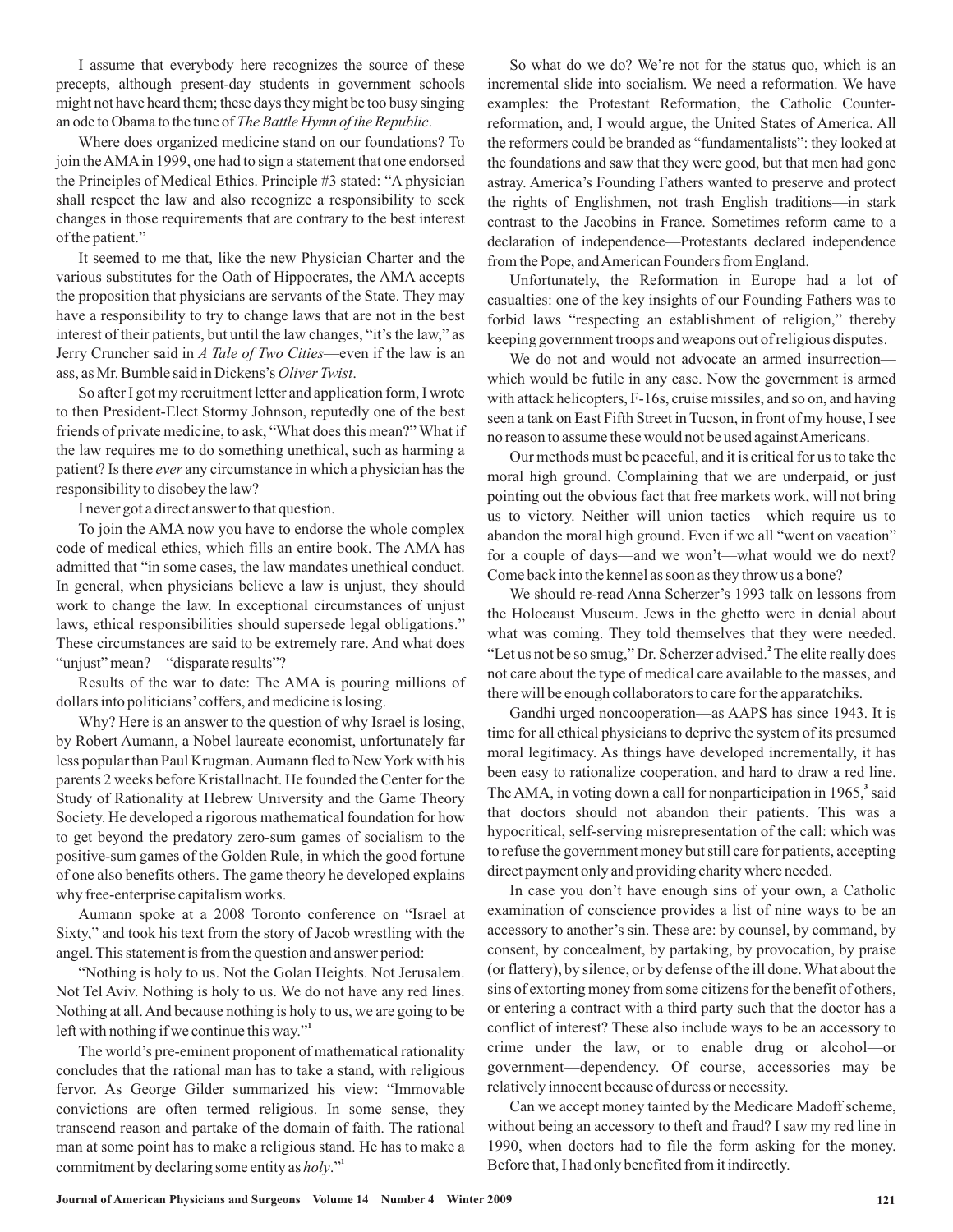I assume that everybody here recognizes the source of these precepts, although present-day students in government schools might not have heard them; these days they might be too busy singing an ode to Obama to the tune of *The Battle Hymn of the Republic*.

Where does organized medicine stand on our foundations? To join the AMA in 1999, one had to sign a statement that one endorsed the Principles of Medical Ethics. Principle #3 stated: "A physician shall respect the law and also recognize a responsibility to seek changes in those requirements that are contrary to the best interest of the patient."

It seemed to me that, like the new Physician Charter and the various substitutes for the Oath of Hippocrates, the AMA accepts the proposition that physicians are servants of the State. They may have a responsibility to try to change laws that are not in the best interest of their patients, but until the law changes, "it's the law," as Jerry Cruncher said in *A Tale of Two Cities*—even if the law is an ass, as Mr. Bumble said in Dickens's *Oliver Twist*.

So after I got my recruitment letter and application form, I wrote to then President-Elect Stormy Johnson, reputedly one of the best friends of private medicine, to ask, "What does this mean?" What if the law requires me to do something unethical, such as harming a patient? Is there *ever* any circumstance in which a physician has the responsibility to disobey the law?

I never got a direct answer to that question.

To join the AMA now you have to endorse the whole complex code of medical ethics, which fills an entire book. The AMA has admitted that "in some cases, the law mandates unethical conduct. In general, when physicians believe a law is unjust, they should work to change the law. In exceptional circumstances of unjust laws, ethical responsibilities should supersede legal obligations." These circumstances are said to be extremely rare. And what does "unjust" mean?—"disparate results"?

Results of the war to date: The AMA is pouring millions of dollars into politicians' coffers, and medicine is losing.

Why? Here is an answer to the question of why Israel is losing, by Robert Aumann, a Nobel laureate economist, unfortunately far less popular than Paul Krugman. Aumann fled to New York with his parents 2 weeks before Kristallnacht. He founded the Center for the Study of Rationality at Hebrew University and the Game Theory Society. He developed a rigorous mathematical foundation for how to get beyond the predatory zero-sum games of socialism to the positive-sum games of the Golden Rule, in which the good fortune of one also benefits others. The game theory he developed explains why free-enterprise capitalism works.

Aumann spoke at a 2008 Toronto conference on "Israel at Sixty," and took his text from the story of Jacob wrestling with the angel. This statement is from the question and answer period:

"Nothing is holy to us. Not the Golan Heights. Not Jerusalem. Not Tel Aviv. Nothing is holy to us. We do not have any red lines. Nothing at all. And because nothing is holy to us, we are going to be left with nothing if we continue this way."[1]

The world's pre-eminent proponent of mathematical rationality concludes that the rational man has to take a stand, with religious fervor. As George Gilder summarized his view: "Immovable convictions are often termed religious. In some sense, they transcend reason and partake of the domain of faith. The rational man at some point has to make a religious stand. He has to make a commitment by declaring some entity as *holy*."[1]

So what do we do? We're not for the status quo, which is an incremental slide into socialism. We need a reformation. We have examples: the Protestant Reformation, the Catholic Counter-reformation, and, I would argue, the United States of America. All the reformers could be branded as "fundamentalists": they looked at the foundations and saw that they were good, but that men had gone astray. America's Founding Fathers wanted to preserve and protect the rights of Englishmen, not trash English traditions—in stark contrast to the Jacobins in France. Sometimes reform came to a declaration of independence—Protestants declared independence from the Pope, and American Founders from England.

Unfortunately, the Reformation in Europe had a lot of casualties: one of the key insights of our Founding Fathers was to forbid laws "respecting an establishment of religion," thereby keeping government troops and weapons out of religious disputes.

We do not and would not advocate an armed insurrection—which would be futile in any case. Now the government is armed with attack helicopters, F-16s, cruise missiles, and so on, and having seen a tank on East Fifth Street in Tucson, in front of my house, I see no reason to assume these would not be used against Americans.

Our methods must be peaceful, and it is critical for us to take the moral high ground. Complaining that we are underpaid, or just pointing out the obvious fact that free markets work, will not bring us to victory. Neither will union tactics—which require us to abandon the moral high ground. Even if we all "went on vacation" for a couple of days—and we won't—what would we do next? Come back into the kennel as soon as they throw us a bone?

We should re-read Anna Scherzer's 1993 talk on lessons from the Holocaust Museum. Jews in the ghetto were in denial about what was coming. They told themselves that they were needed. "Let us not be so smug," Dr. Scherzer advised.[2] The elite really does not care about the type of medical care available to the masses, and there will be enough collaborators to care for the apparatchiks.

Gandhi urged noncooperation—as AAPS has since 1943. It is time for all ethical physicians to deprive the system of its presumed moral legitimacy. As things have developed incrementally, it has been easy to rationalize cooperation, and hard to draw a red line. The AMA, in voting down a call for nonparticipation in 1965,[3] said that doctors should not abandon their patients. This was a hypocritical, self-serving misrepresentation of the call: which was to refuse the government money but still care for patients, accepting direct payment only and providing charity where needed.

In case you don't have enough sins of your own, a Catholic examination of conscience provides a list of nine ways to be an accessory to another's sin. These are: by counsel, by command, by consent, by concealment, by partaking, by provocation, by praise (or flattery), by silence, or by defense of the ill done. What about the sins of extorting money from some citizens for the benefit of others, or entering a contract with a third party such that the doctor has a conflict of interest? These also include ways to be an accessory to crime under the law, or to enable drug or alcohol—or government—dependency. Of course, accessories may be relatively innocent because of duress or necessity.

Can we accept money tainted by the Medicare Madoff scheme, without being an accessory to theft and fraud? I saw my red line in 1990, when doctors had to file the form asking for the money. Before that, I had only benefited from it indirectly.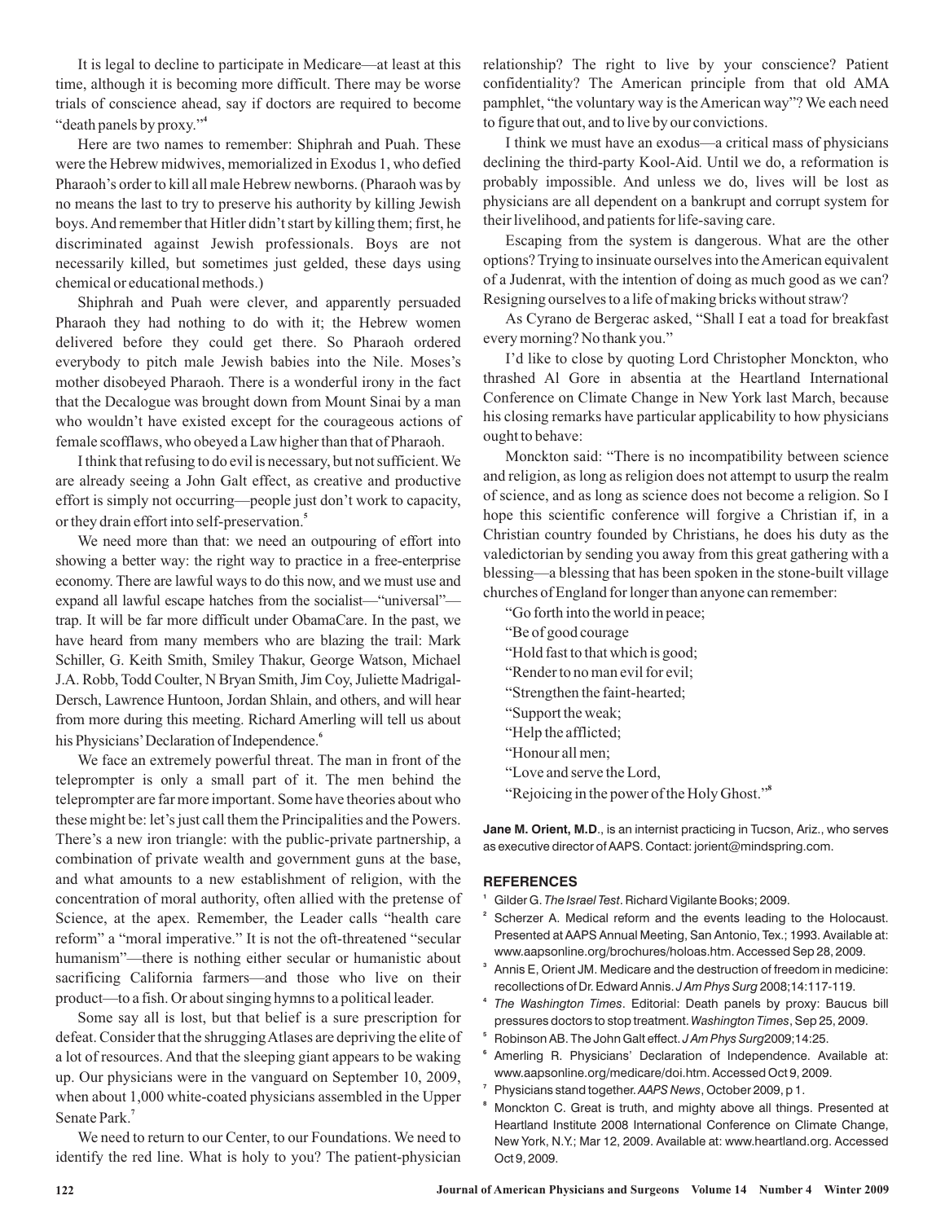It is legal to decline to participate in Medicare—at least at this time, although it is becoming more difficult. There may be worse trials of conscience ahead, say if doctors are required to become "death panels by proxy."[4]

Here are two names to remember: Shiphrah and Puah. These were the Hebrew midwives, memorialized in Exodus 1, who defied Pharaoh's order to kill all male Hebrew newborns. (Pharaoh was by no means the last to try to preserve his authority by killing Jewish boys. And remember that Hitler didn't start by killing them; first, he discriminated against Jewish professionals. Boys are not necessarily killed, but sometimes just gelded, these days using chemical or educational methods.)

Shiphrah and Puah were clever, and apparently persuaded Pharaoh they had nothing to do with it; the Hebrew women delivered before they could get there. So Pharaoh ordered everybody to pitch male Jewish babies into the Nile. Moses's mother disobeyed Pharaoh. There is a wonderful irony in the fact that the Decalogue was brought down from Mount Sinai by a man who wouldn't have existed except for the courageous actions of female scofflaws, who obeyed a Law higher than that of Pharaoh.

I think that refusing to do evil is necessary, but not sufficient. We are already seeing a John Galt effect, as creative and productive effort is simply not occurring—people just don't work to capacity, or they drain effort into self-preservation.[5]

We need more than that: we need an outpouring of effort into showing a better way: the right way to practice in a free-enterprise economy. There are lawful ways to do this now, and we must use and expand all lawful escape hatches from the socialist—"universal"—trap. It will be far more difficult under ObamaCare. In the past, we have heard from many members who are blazing the trail: Mark Schiller, G. Keith Smith, Smiley Thakur, George Watson, Michael J.A. Robb, Todd Coulter, N Bryan Smith, Jim Coy, Juliette Madrigal-Dersch, Lawrence Huntoon, Jordan Shlain, and others, and will hear from more during this meeting. Richard Amerling will tell us about his Physicians' Declaration of Independence.[6]

We face an extremely powerful threat. The man in front of the teleprompter is only a small part of it. The men behind the teleprompter are far more important. Some have theories about who these might be: let's just call them the Principalities and the Powers. There's a new iron triangle: with the public-private partnership, a combination of private wealth and government guns at the base, and what amounts to a new establishment of religion, with the concentration of moral authority, often allied with the pretense of Science, at the apex. Remember, the Leader calls "health care reform" a "moral imperative." It is not the oft-threatened "secular humanism"—there is nothing either secular or humanistic about sacrificing California farmers—and those who live on their product—to a fish. Or about singing hymns to a political leader.

Some say all is lost, but that belief is a sure prescription for defeat. Consider that the shrugging Atlases are depriving the elite of a lot of resources. And that the sleeping giant appears to be waking up. Our physicians were in the vanguard on September 10, 2009, when about 1,000 white-coated physicians assembled in the Upper Senate Park.[7]

We need to return to our Center, to our Foundations. We need to identify the red line. What is holy to you? The patient-physician relationship? The right to live by your conscience? Patient confidentiality? The American principle from that old AMA pamphlet, "the voluntary way is the American way"? We each need to figure that out, and to live by our convictions.

I think we must have an exodus—a critical mass of physicians declining the third-party Kool-Aid. Until we do, a reformation is probably impossible. And unless we do, lives will be lost as physicians are all dependent on a bankrupt and corrupt system for their livelihood, and patients for life-saving care.

Escaping from the system is dangerous. What are the other options? Trying to insinuate ourselves into the American equivalent of a Judenrat, with the intention of doing as much good as we can? Resigning ourselves to a life of making bricks without straw?

As Cyrano de Bergerac asked, "Shall I eat a toad for breakfast every morning? No thank you."

I'd like to close by quoting Lord Christopher Monckton, who thrashed Al Gore in absentia at the Heartland International Conference on Climate Change in New York last March, because his closing remarks have particular applicability to how physicians ought to behave:

Monckton said: "There is no incompatibility between science and religion, as long as religion does not attempt to usurp the realm of science, and as long as science does not become a religion. So I hope this scientific conference will forgive a Christian if, in a Christian country founded by Christians, he does his duty as the valedictorian by sending you away from this great gathering with a blessing—a blessing that has been spoken in the stone-built village churches of England for longer than anyone can remember:

"Go forth into the world in peace;  
"Be of good courage  
"Hold fast to that which is good;  
"Render to no man evil for evil;  
"Strengthen the faint-hearted;  
"Support the weak;  
"Help the afflicted;  
"Honour all men;  
"Love and serve the Lord,  
"Rejoicing in the power of the Holy Ghost."[8]

**Jane M. Orient, M.D**., is an internist practicing in Tucson, Ariz., who serves as executive director of AAPS. Contact: jorient@mindspring.com.

## REFERENCES

1. Gilder G. *The Israel Test*. Richard Vigilante Books; 2009.
2. Scherzer A. Medical reform and the events leading to the Holocaust. Presented at AAPS Annual Meeting, San Antonio, Tex.; 1993. Available at: www.aapsonline.org/brochures/holoas.htm. Accessed Sep 28, 2009.
3. Annis E, Orient JM. Medicare and the destruction of freedom in medicine: recollections of Dr. Edward Annis. *J Am Phys Surg* 2008;14:117-119.
4. *The Washington Times*. Editorial: Death panels by proxy: Baucus bill pressures doctors to stop treatment. *Washington Times*, Sep 25, 2009.
5. Robinson AB. The John Galt effect. *J Am Phys Surg* 2009;14:25.
6. Amerling R. Physicians' Declaration of Independence. Available at: www.aapsonline.org/medicare/doi.htm. Accessed Oct 9, 2009.
7. Physicians stand together. *AAPS News*, October 2009, p 1.
8. Monckton C. Great is truth, and mighty above all things. Presented at Heartland Institute 2008 International Conference on Climate Change, New York, N.Y.; Mar 12, 2009. Available at: www.heartland.org. Accessed Oct 9, 2009.